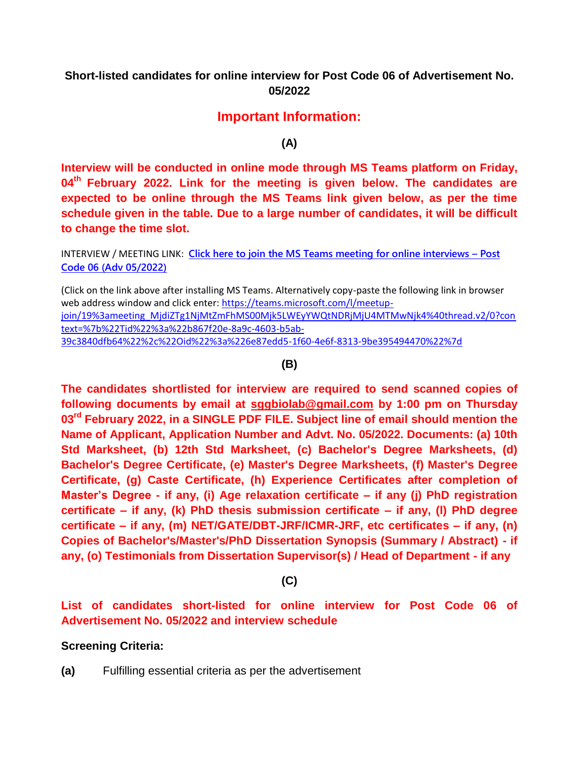**Short-listed candidates for online interview for Post Code 06 of Advertisement No. 05/2022**

## Important Information:

**(A)**

**Interview will be conducted in online mode through MS Teams platform on Friday, 04th February 2022. Link for the meeting is given below. The candidates are expected to be online through the MS Teams link given below, as per the time schedule given in the table. Due to a large number of candidates, it will be difficult to change the time slot.**

INTERVIEW / MEETING LINK: [Click here to join the MS Teams meeting for online interviews – Post Code 06 (Adv 05/2022)](https://teams.microsoft.com/l/meetup-join/19%3ameeting_MjdiZTg1NjMtZmFhMS00Mjk5LWEyYWQtNDRjMjU4MTMwNjk4%40thread.v2/0?context=%7b%22Tid%22%3a%22b867f20e-8a9c-4603-b5ab-39c3840dfb64%22%2c%22Oid%22%3a%226e87edd5-1f60-4e6f-8313-9be395494470%22%7d)

(Click on the link above after installing MS Teams. Alternatively copy-paste the following link in browser web address window and click enter: https://teams.microsoft.com/l/meetup-join/19%3ameeting_MjdiZTg1NjMtZmFhMS00Mjk5LWEyYWQtNDRjMjU4MTMwNjk4%40thread.v2/0?context=%7b%22Tid%22%3a%22b867f20e-8a9c-4603-b5ab-39c3840dfb64%22%2c%22Oid%22%3a%226e87edd5-1f60-4e6f-8313-9be395494470%22%7d

**(B)**

**The candidates shortlisted for interview are required to send scanned copies of following documents by email at sggbiolab@gmail.com by 1:00 pm on Thursday 03rd February 2022, in a SINGLE PDF FILE. Subject line of email should mention the Name of Applicant, Application Number and Advt. No. 05/2022. Documents: (a) 10th Std Marksheet, (b) 12th Std Marksheet, (c) Bachelor's Degree Marksheets, (d) Bachelor's Degree Certificate, (e) Master's Degree Marksheets, (f) Master's Degree Certificate, (g) Caste Certificate, (h) Experience Certificates after completion of Master's Degree - if any, (i) Age relaxation certificate – if any (j) PhD registration certificate – if any, (k) PhD thesis submission certificate – if any, (l) PhD degree certificate – if any, (m) NET/GATE/DBT-JRF/ICMR-JRF, etc certificates – if any, (n) Copies of Bachelor's/Master's/PhD Dissertation Synopsis (Summary / Abstract) - if any, (o) Testimonials from Dissertation Supervisor(s) / Head of Department - if any**

**(C)**

**List of candidates short-listed for online interview for Post Code 06 of Advertisement No. 05/2022 and interview schedule**

**Screening Criteria:**

**(a)** Fulfilling essential criteria as per the advertisement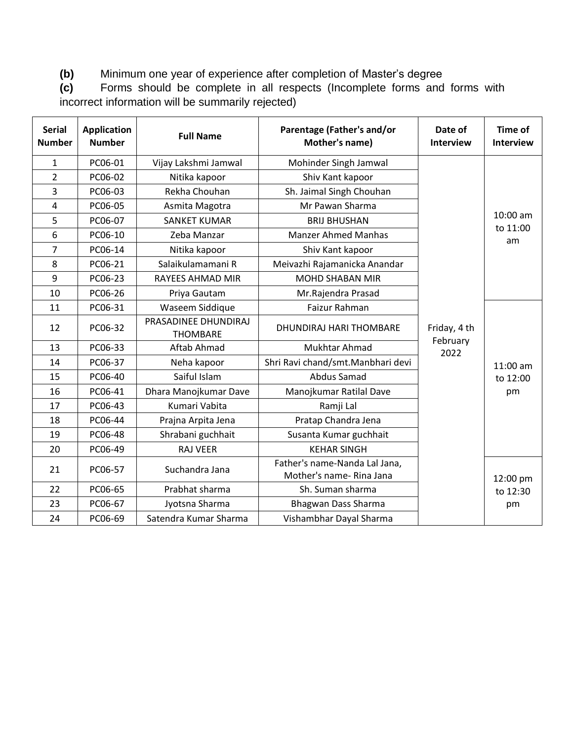**(b)** Minimum one year of experience after completion of Master's degree

**(c)** Forms should be complete in all respects (Incomplete forms and forms with incorrect information will be summarily rejected)

| Serial Number | Application Number | Full Name | Parentage (Father's and/or Mother's name) | Date of Interview | Time of Interview |
|---|---|---|---|---|---|
| 1 | PC06-01 | Vijay Lakshmi Jamwal | Mohinder Singh Jamwal | Friday, 4 th February 2022 | 10:00 am to 11:00 am |
| 2 | PC06-02 | Nitika kapoor | Shiv Kant kapoor | | |
| 3 | PC06-03 | Rekha Chouhan | Sh. Jaimal Singh Chouhan | | |
| 4 | PC06-05 | Asmita Magotra | Mr Pawan Sharma | | |
| 5 | PC06-07 | SANKET KUMAR | BRIJ BHUSHAN | | |
| 6 | PC06-10 | Zeba Manzar | Manzer Ahmed Manhas | | |
| 7 | PC06-14 | Nitika kapoor | Shiv Kant kapoor | | |
| 8 | PC06-21 | Salaikulamamani R | Meivazhi Rajamanicka Anandar | | |
| 9 | PC06-23 | RAYEES AHMAD MIR | MOHD SHABAN MIR | | |
| 10 | PC06-26 | Priya Gautam | Mr.Rajendra Prasad | | |
| 11 | PC06-31 | Waseem Siddique | Faizur Rahman | | 11:00 am to 12:00 pm |
| 12 | PC06-32 | PRASADINEE DHUNDIRAJ THOMBARE | DHUNDIRAJ HARI THOMBARE | | |
| 13 | PC06-33 | Aftab Ahmad | Mukhtar Ahmad | | |
| 14 | PC06-37 | Neha kapoor | Shri Ravi chand/smt.Manbhari devi | | |
| 15 | PC06-40 | Saiful Islam | Abdus Samad | | |
| 16 | PC06-41 | Dhara Manojkumar Dave | Manojkumar Ratilal Dave | | |
| 17 | PC06-43 | Kumari Vabita | Ramji Lal | | |
| 18 | PC06-44 | Prajna Arpita Jena | Pratap Chandra Jena | | |
| 19 | PC06-48 | Shrabani guchhait | Susanta Kumar guchhait | | |
| 20 | PC06-49 | RAJ VEER | KEHAR SINGH | | |
| 21 | PC06-57 | Suchandra Jana | Father's name-Nanda Lal Jana, Mother's name- Rina Jana | | 12:00 pm to 12:30 pm |
| 22 | PC06-65 | Prabhat sharma | Sh. Suman sharma | | |
| 23 | PC06-67 | Jyotsna Sharma | Bhagwan Dass Sharma | | |
| 24 | PC06-69 | Satendra Kumar Sharma | Vishambhar Dayal Sharma | | |